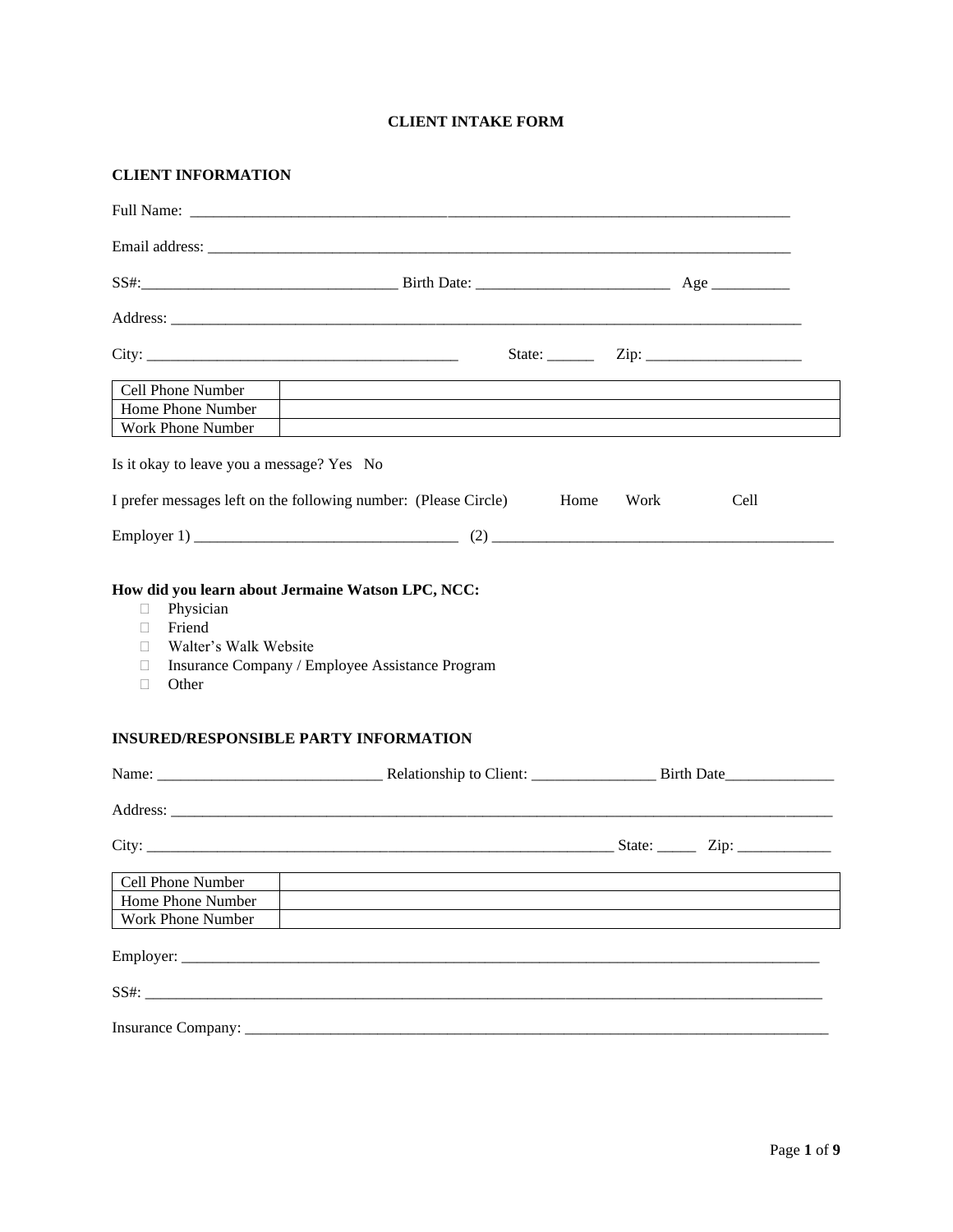# CLIENT INTAKE FORM

## CLIENT INFORMATION

Full Name: ___________________________________________________________________________

Email address: _______________________________________________________________________

SS#:_________________________________ Birth Date: _________________________ Age __________

Address: ______________________________________________________________________________

City: _________________________________________ State: ______ Zip: ____________________

| Cell Phone Number | |
|---|---|
| Home Phone Number | |
| Work Phone Number | |

Is it okay to leave you a message? Yes No

I prefer messages left on the following number: (Please Circle) Home Work Cell

Employer 1) __________________________________ (2) _____________________________________________

**How did you learn about Jermaine Watson LPC, NCC:**

- ☐ Physician
- ☐ Friend
- ☐ Walter's Walk Website
- ☐ Insurance Company / Employee Assistance Program
- ☐ Other

## INSURED/RESPONSIBLE PARTY INFORMATION

Name: _____________________________ Relationship to Client: ________________ Birth Date______________

Address: _______________________________________________________________________________________

City: ______________________________________________________________ State: _____ Zip: ____________

| Cell Phone Number | |
|---|---|
| Home Phone Number | |
| Work Phone Number | |

Employer: _____________________________________________________________________________________

SS#: _________________________________________________________________________________________

Insurance Company: ___________________________________________________________________________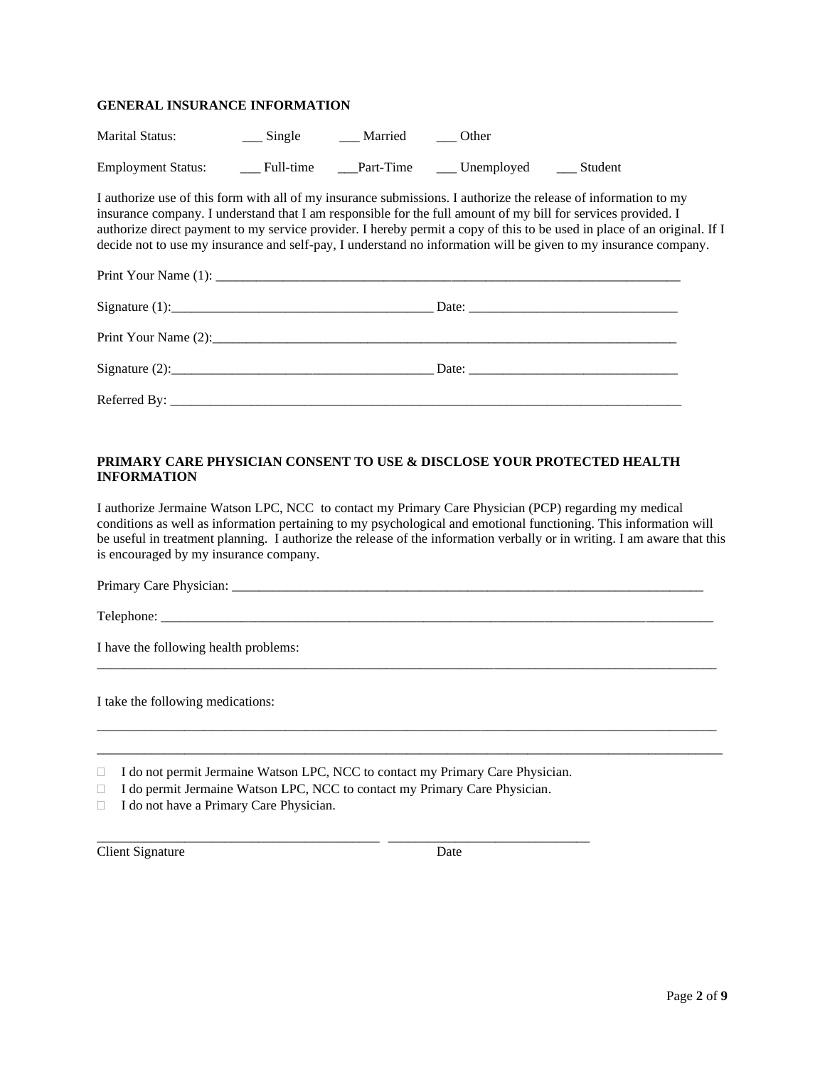**GENERAL INSURANCE INFORMATION**

Marital Status: ___ Single ___ Married ___ Other

Employment Status: ___ Full-time ___Part-Time ___ Unemployed ___ Student

I authorize use of this form with all of my insurance submissions. I authorize the release of information to my insurance company. I understand that I am responsible for the full amount of my bill for services provided. I authorize direct payment to my service provider. I hereby permit a copy of this to be used in place of an original. If I decide not to use my insurance and self-pay, I understand no information will be given to my insurance company.

Print Your Name (1): ___________________________________________________________________________

Signature (1):_______________________________________ Date: _______________________________

Print Your Name (2):___________________________________________________________________________

Signature (2):_______________________________________ Date: _______________________________

Referred By: ________________________________________________________________________________

**PRIMARY CARE PHYSICIAN CONSENT TO USE & DISCLOSE YOUR PROTECTED HEALTH INFORMATION**

I authorize Jermaine Watson LPC, NCC to contact my Primary Care Physician (PCP) regarding my medical conditions as well as information pertaining to my psychological and emotional functioning. This information will be useful in treatment planning. I authorize the release of the information verbally or in writing. I am aware that this is encouraged by my insurance company.

Primary Care Physician: ___________________________________________________________________________

Telephone: ___________________________________________________________________________________

I have the following health problems:
___________________________________________________________________________________________

I take the following medications:

___________________________________________________________________________________________

___________________________________________________________________________________________

- ☐ I do not permit Jermaine Watson LPC, NCC to contact my Primary Care Physician.
- ☐ I do permit Jermaine Watson LPC, NCC to contact my Primary Care Physician.
- ☐ I do not have a Primary Care Physician.

___________________________________________ ______________________________
Client Signature Date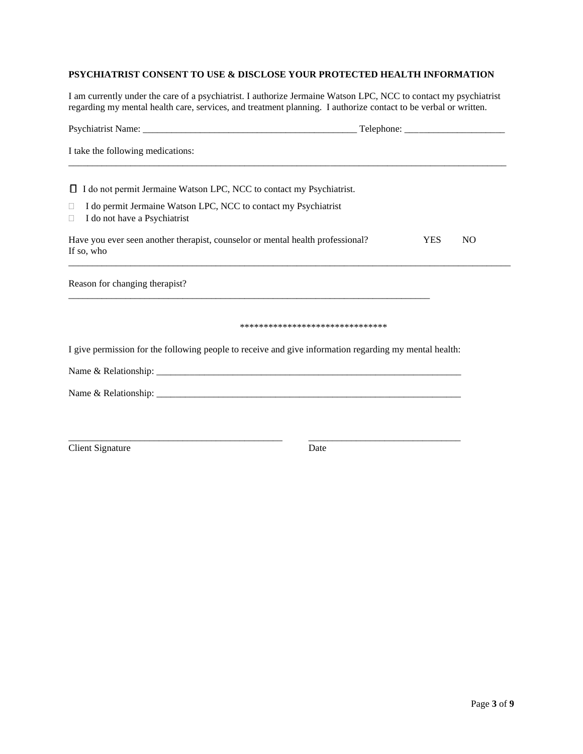**PSYCHIATRIST CONSENT TO USE & DISCLOSE YOUR PROTECTED HEALTH INFORMATION**

I am currently under the care of a psychiatrist. I authorize Jermaine Watson LPC, NCC to contact my psychiatrist regarding my mental health care, services, and treatment planning. I authorize contact to be verbal or written.

Psychiatrist Name: ___________________________________________ Telephone: ____________________

I take the following medications:

_____________________________________________________________________________________________

☐ I do not permit Jermaine Watson LPC, NCC to contact my Psychiatrist.

☐ I do permit Jermaine Watson LPC, NCC to contact my Psychiatrist

☐ I do not have a Psychiatrist

Have you ever seen another therapist, counselor or mental health professional? YES NO

If so, who

_____________________________________________________________________________________________

Reason for changing therapist?

_____________________________________________________________________________

*******************************

I give permission for the following people to receive and give information regarding my mental health:

Name & Relationship: ___________________________________________________________________

Name & Relationship: ___________________________________________________________________

_____________________________________________ _______________________________

Client Signature Date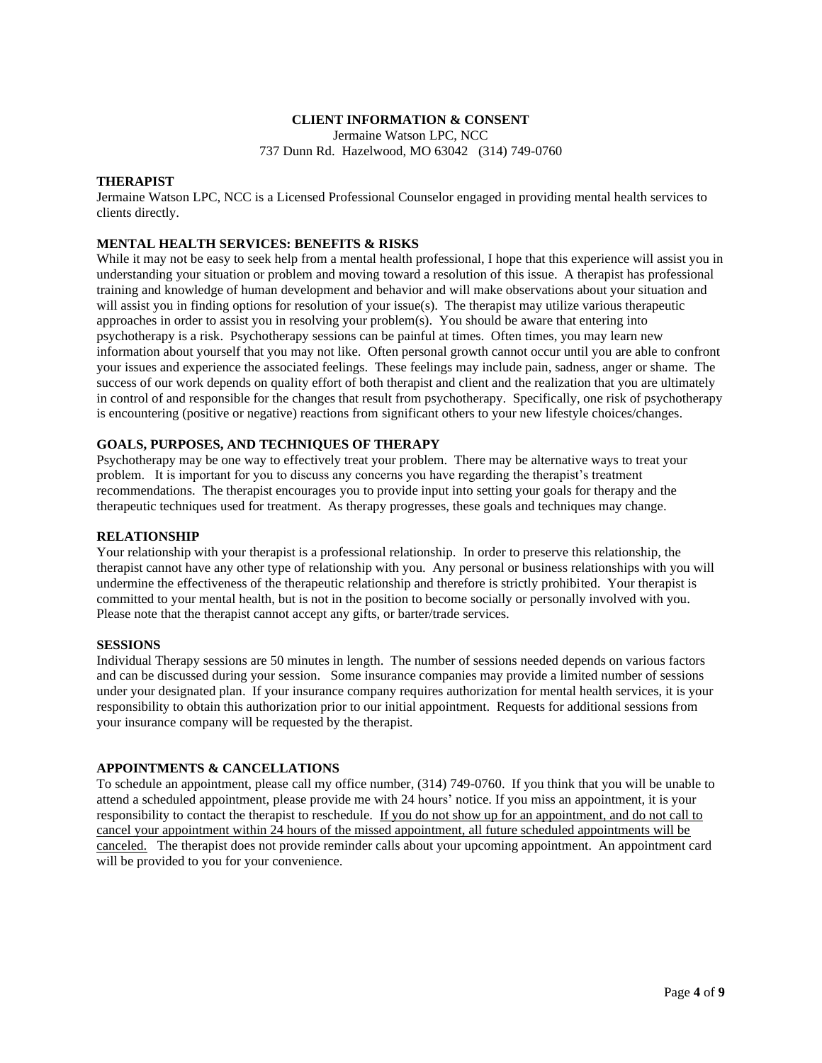# CLIENT INFORMATION & CONSENT

Jermaine Watson LPC, NCC
737 Dunn Rd. Hazelwood, MO 63042 (314) 749-0760

## THERAPIST

Jermaine Watson LPC, NCC is a Licensed Professional Counselor engaged in providing mental health services to clients directly.

## MENTAL HEALTH SERVICES: BENEFITS & RISKS

While it may not be easy to seek help from a mental health professional, I hope that this experience will assist you in understanding your situation or problem and moving toward a resolution of this issue. A therapist has professional training and knowledge of human development and behavior and will make observations about your situation and will assist you in finding options for resolution of your issue(s). The therapist may utilize various therapeutic approaches in order to assist you in resolving your problem(s). You should be aware that entering into psychotherapy is a risk. Psychotherapy sessions can be painful at times. Often times, you may learn new information about yourself that you may not like. Often personal growth cannot occur until you are able to confront your issues and experience the associated feelings. These feelings may include pain, sadness, anger or shame. The success of our work depends on quality effort of both therapist and client and the realization that you are ultimately in control of and responsible for the changes that result from psychotherapy. Specifically, one risk of psychotherapy is encountering (positive or negative) reactions from significant others to your new lifestyle choices/changes.

## GOALS, PURPOSES, AND TECHNIQUES OF THERAPY

Psychotherapy may be one way to effectively treat your problem. There may be alternative ways to treat your problem. It is important for you to discuss any concerns you have regarding the therapist's treatment recommendations. The therapist encourages you to provide input into setting your goals for therapy and the therapeutic techniques used for treatment. As therapy progresses, these goals and techniques may change.

## RELATIONSHIP

Your relationship with your therapist is a professional relationship. In order to preserve this relationship, the therapist cannot have any other type of relationship with you. Any personal or business relationships with you will undermine the effectiveness of the therapeutic relationship and therefore is strictly prohibited. Your therapist is committed to your mental health, but is not in the position to become socially or personally involved with you. Please note that the therapist cannot accept any gifts, or barter/trade services.

## SESSIONS

Individual Therapy sessions are 50 minutes in length. The number of sessions needed depends on various factors and can be discussed during your session. Some insurance companies may provide a limited number of sessions under your designated plan. If your insurance company requires authorization for mental health services, it is your responsibility to obtain this authorization prior to our initial appointment. Requests for additional sessions from your insurance company will be requested by the therapist.

## APPOINTMENTS & CANCELLATIONS

To schedule an appointment, please call my office number, (314) 749-0760. If you think that you will be unable to attend a scheduled appointment, please provide me with 24 hours' notice. If you miss an appointment, it is your responsibility to contact the therapist to reschedule. <u>If you do not show up for an appointment, and do not call to cancel your appointment within 24 hours of the missed appointment, all future scheduled appointments will be canceled.</u> The therapist does not provide reminder calls about your upcoming appointment. An appointment card will be provided to you for your convenience.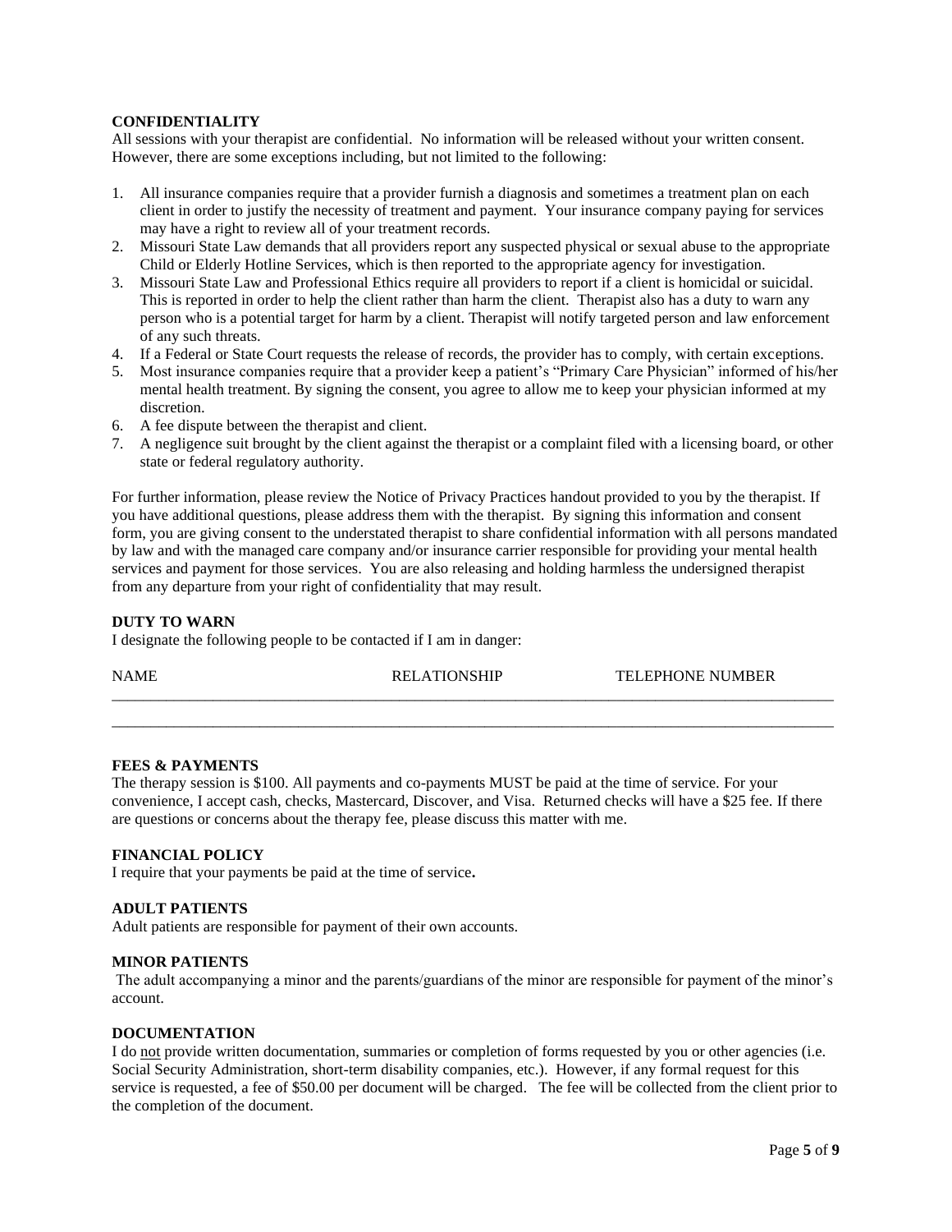**CONFIDENTIALITY**

All sessions with your therapist are confidential. No information will be released without your written consent. However, there are some exceptions including, but not limited to the following:

1. All insurance companies require that a provider furnish a diagnosis and sometimes a treatment plan on each client in order to justify the necessity of treatment and payment. Your insurance company paying for services may have a right to review all of your treatment records.
2. Missouri State Law demands that all providers report any suspected physical or sexual abuse to the appropriate Child or Elderly Hotline Services, which is then reported to the appropriate agency for investigation.
3. Missouri State Law and Professional Ethics require all providers to report if a client is homicidal or suicidal. This is reported in order to help the client rather than harm the client. Therapist also has a duty to warn any person who is a potential target for harm by a client. Therapist will notify targeted person and law enforcement of any such threats.
4. If a Federal or State Court requests the release of records, the provider has to comply, with certain exceptions.
5. Most insurance companies require that a provider keep a patient's "Primary Care Physician" informed of his/her mental health treatment. By signing the consent, you agree to allow me to keep your physician informed at my discretion.
6. A fee dispute between the therapist and client.
7. A negligence suit brought by the client against the therapist or a complaint filed with a licensing board, or other state or federal regulatory authority.

For further information, please review the Notice of Privacy Practices handout provided to you by the therapist. If you have additional questions, please address them with the therapist. By signing this information and consent form, you are giving consent to the understated therapist to share confidential information with all persons mandated by law and with the managed care company and/or insurance carrier responsible for providing your mental health services and payment for those services. You are also releasing and holding harmless the undersigned therapist from any departure from your right of confidentiality that may result.

**DUTY TO WARN**

I designate the following people to be contacted if I am in danger:

| NAME | RELATIONSHIP | TELEPHONE NUMBER |
|---|---|---|
| | | |
| | | |

**FEES & PAYMENTS**

The therapy session is $100. All payments and co-payments MUST be paid at the time of service. For your convenience, I accept cash, checks, Mastercard, Discover, and Visa. Returned checks will have a $25 fee. If there are questions or concerns about the therapy fee, please discuss this matter with me.

**FINANCIAL POLICY**

I require that your payments be paid at the time of service**.**

**ADULT PATIENTS**

Adult patients are responsible for payment of their own accounts.

**MINOR PATIENTS**

The adult accompanying a minor and the parents/guardians of the minor are responsible for payment of the minor's account.

**DOCUMENTATION**

I do not provide written documentation, summaries or completion of forms requested by you or other agencies (i.e. Social Security Administration, short-term disability companies, etc.). However, if any formal request for this service is requested, a fee of $50.00 per document will be charged. The fee will be collected from the client prior to the completion of the document.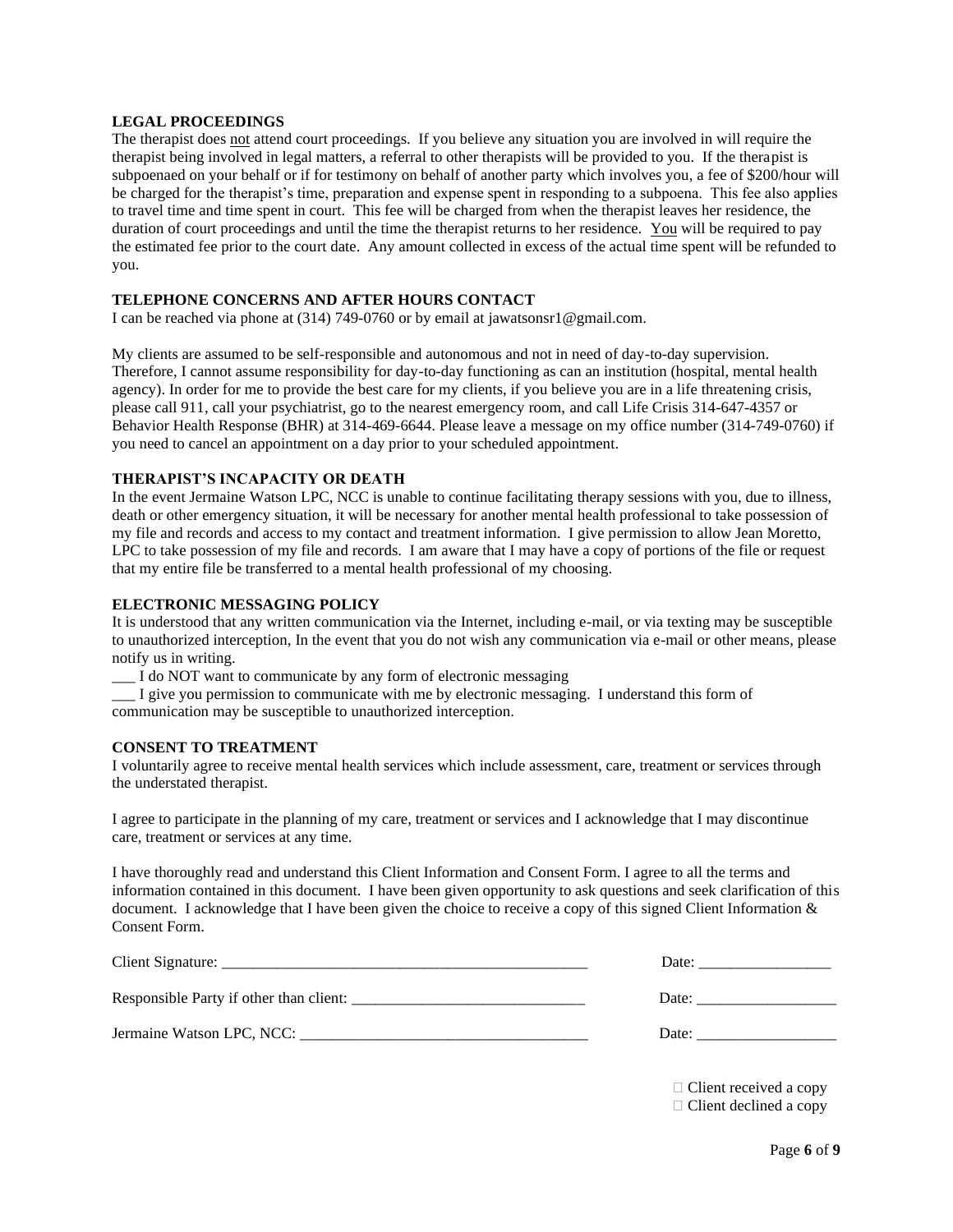**LEGAL PROCEEDINGS**

The therapist does not attend court proceedings. If you believe any situation you are involved in will require the therapist being involved in legal matters, a referral to other therapists will be provided to you. If the therapist is subpoenaed on your behalf or if for testimony on behalf of another party which involves you, a fee of $200/hour will be charged for the therapist's time, preparation and expense spent in responding to a subpoena. This fee also applies to travel time and time spent in court. This fee will be charged from when the therapist leaves her residence, the duration of court proceedings and until the time the therapist returns to her residence. You will be required to pay the estimated fee prior to the court date. Any amount collected in excess of the actual time spent will be refunded to you.

**TELEPHONE CONCERNS AND AFTER HOURS CONTACT**

I can be reached via phone at (314) 749-0760 or by email at jawatsonsr1@gmail.com.

My clients are assumed to be self-responsible and autonomous and not in need of day-to-day supervision. Therefore, I cannot assume responsibility for day-to-day functioning as can an institution (hospital, mental health agency). In order for me to provide the best care for my clients, if you believe you are in a life threatening crisis, please call 911, call your psychiatrist, go to the nearest emergency room, and call Life Crisis 314-647-4357 or Behavior Health Response (BHR) at 314-469-6644. Please leave a message on my office number (314-749-0760) if you need to cancel an appointment on a day prior to your scheduled appointment.

**THERAPIST'S INCAPACITY OR DEATH**

In the event Jermaine Watson LPC, NCC is unable to continue facilitating therapy sessions with you, due to illness, death or other emergency situation, it will be necessary for another mental health professional to take possession of my file and records and access to my contact and treatment information. I give permission to allow Jean Moretto, LPC to take possession of my file and records. I am aware that I may have a copy of portions of the file or request that my entire file be transferred to a mental health professional of my choosing.

**ELECTRONIC MESSAGING POLICY**

It is understood that any written communication via the Internet, including e-mail, or via texting may be susceptible to unauthorized interception, In the event that you do not wish any communication via e-mail or other means, please notify us in writing.

___ I do NOT want to communicate by any form of electronic messaging

___ I give you permission to communicate with me by electronic messaging. I understand this form of communication may be susceptible to unauthorized interception.

**CONSENT TO TREATMENT**

I voluntarily agree to receive mental health services which include assessment, care, treatment or services through the understated therapist.

I agree to participate in the planning of my care, treatment or services and I acknowledge that I may discontinue care, treatment or services at any time.

I have thoroughly read and understand this Client Information and Consent Form. I agree to all the terms and information contained in this document. I have been given opportunity to ask questions and seek clarification of this document. I acknowledge that I have been given the choice to receive a copy of this signed Client Information & Consent Form.

Client Signature: _______________________________________________ Date: ________________

Responsible Party if other than client: _____________________________ Date: _________________

Jermaine Watson LPC, NCC: ____________________________________ Date: _________________

☐ Client received a copy
☐ Client declined a copy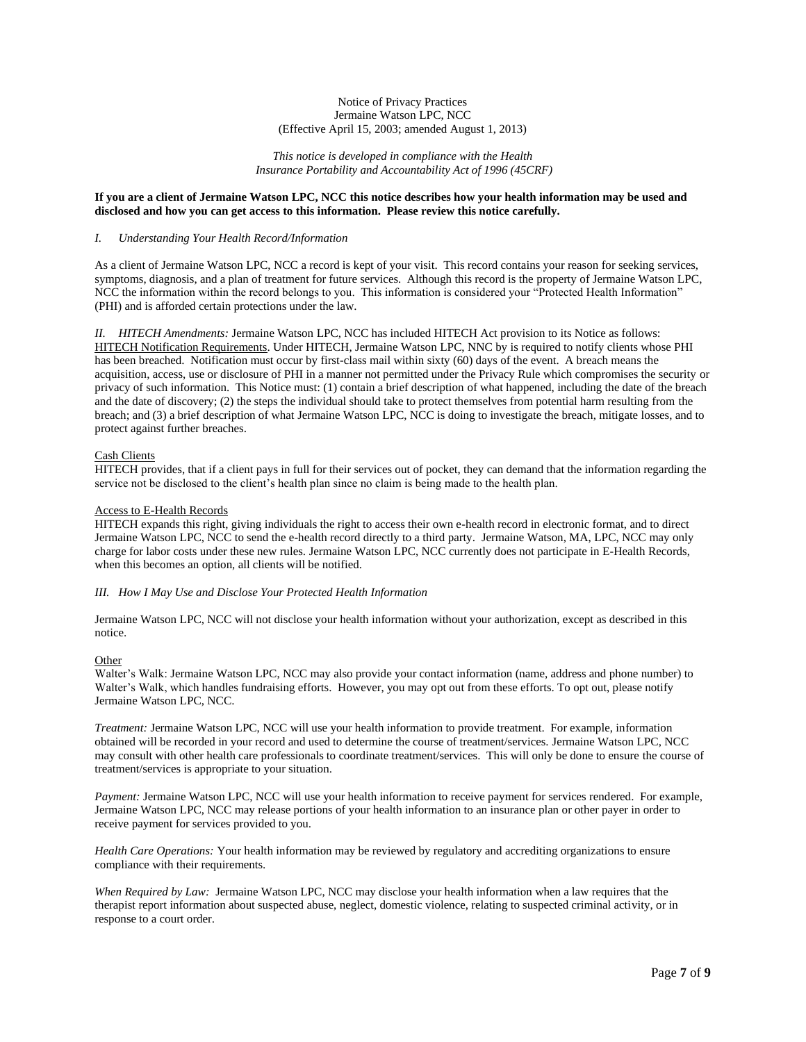Notice of Privacy Practices
Jermaine Watson LPC, NCC
(Effective April 15, 2003; amended August 1, 2013)

*This notice is developed in compliance with the Health Insurance Portability and Accountability Act of 1996 (45CRF)*

**If you are a client of Jermaine Watson LPC, NCC this notice describes how your health information may be used and disclosed and how you can get access to this information. Please review this notice carefully.**

*I. Understanding Your Health Record/Information*

As a client of Jermaine Watson LPC, NCC a record is kept of your visit. This record contains your reason for seeking services, symptoms, diagnosis, and a plan of treatment for future services. Although this record is the property of Jermaine Watson LPC, NCC the information within the record belongs to you. This information is considered your "Protected Health Information" (PHI) and is afforded certain protections under the law.

*II. HITECH Amendments:* Jermaine Watson LPC, NCC has included HITECH Act provision to its Notice as follows: HITECH Notification Requirements. Under HITECH, Jermaine Watson LPC, NNC by is required to notify clients whose PHI has been breached. Notification must occur by first-class mail within sixty (60) days of the event. A breach means the acquisition, access, use or disclosure of PHI in a manner not permitted under the Privacy Rule which compromises the security or privacy of such information. This Notice must: (1) contain a brief description of what happened, including the date of the breach and the date of discovery; (2) the steps the individual should take to protect themselves from potential harm resulting from the breach; and (3) a brief description of what Jermaine Watson LPC, NCC is doing to investigate the breach, mitigate losses, and to protect against further breaches.

Cash Clients
HITECH provides, that if a client pays in full for their services out of pocket, they can demand that the information regarding the service not be disclosed to the client's health plan since no claim is being made to the health plan.

Access to E-Health Records
HITECH expands this right, giving individuals the right to access their own e-health record in electronic format, and to direct Jermaine Watson LPC, NCC to send the e-health record directly to a third party. Jermaine Watson, MA, LPC, NCC may only charge for labor costs under these new rules. Jermaine Watson LPC, NCC currently does not participate in E-Health Records, when this becomes an option, all clients will be notified.

*III. How I May Use and Disclose Your Protected Health Information*

Jermaine Watson LPC, NCC will not disclose your health information without your authorization, except as described in this notice.

Other
Walter's Walk: Jermaine Watson LPC, NCC may also provide your contact information (name, address and phone number) to Walter's Walk, which handles fundraising efforts. However, you may opt out from these efforts. To opt out, please notify Jermaine Watson LPC, NCC.

*Treatment:* Jermaine Watson LPC, NCC will use your health information to provide treatment. For example, information obtained will be recorded in your record and used to determine the course of treatment/services. Jermaine Watson LPC, NCC may consult with other health care professionals to coordinate treatment/services. This will only be done to ensure the course of treatment/services is appropriate to your situation.

*Payment:* Jermaine Watson LPC, NCC will use your health information to receive payment for services rendered. For example, Jermaine Watson LPC, NCC may release portions of your health information to an insurance plan or other payer in order to receive payment for services provided to you.

*Health Care Operations:* Your health information may be reviewed by regulatory and accrediting organizations to ensure compliance with their requirements.

*When Required by Law:* Jermaine Watson LPC, NCC may disclose your health information when a law requires that the therapist report information about suspected abuse, neglect, domestic violence, relating to suspected criminal activity, or in response to a court order.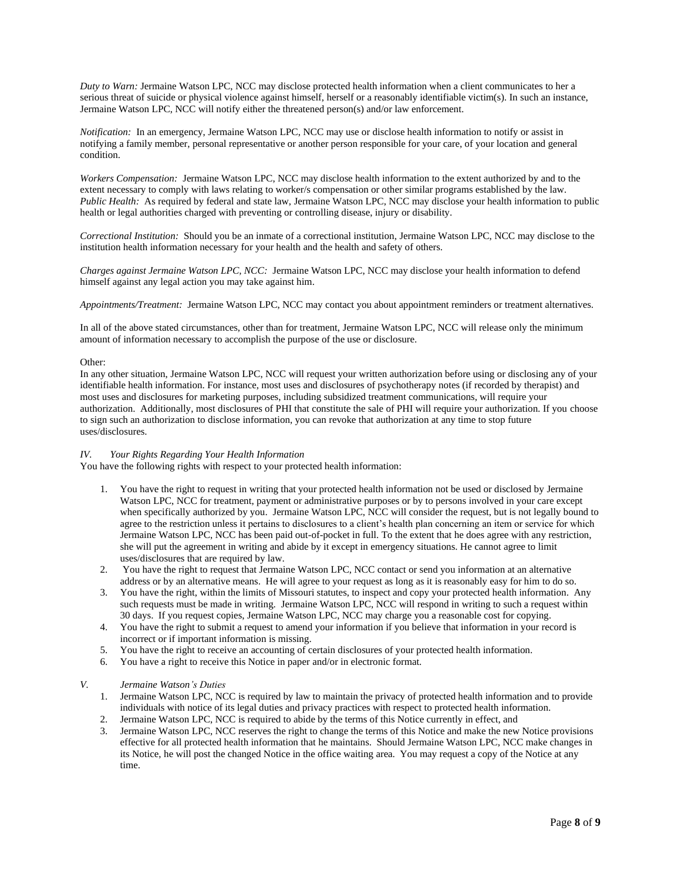*Duty to Warn:* Jermaine Watson LPC, NCC may disclose protected health information when a client communicates to her a serious threat of suicide or physical violence against himself, herself or a reasonably identifiable victim(s). In such an instance, Jermaine Watson LPC, NCC will notify either the threatened person(s) and/or law enforcement.

*Notification:* In an emergency, Jermaine Watson LPC, NCC may use or disclose health information to notify or assist in notifying a family member, personal representative or another person responsible for your care, of your location and general condition.

*Workers Compensation:* Jermaine Watson LPC, NCC may disclose health information to the extent authorized by and to the extent necessary to comply with laws relating to worker/s compensation or other similar programs established by the law.
*Public Health:* As required by federal and state law, Jermaine Watson LPC, NCC may disclose your health information to public health or legal authorities charged with preventing or controlling disease, injury or disability.

*Correctional Institution:* Should you be an inmate of a correctional institution, Jermaine Watson LPC, NCC may disclose to the institution health information necessary for your health and the health and safety of others.

*Charges against Jermaine Watson LPC, NCC:* Jermaine Watson LPC, NCC may disclose your health information to defend himself against any legal action you may take against him.

*Appointments/Treatment:* Jermaine Watson LPC, NCC may contact you about appointment reminders or treatment alternatives.

In all of the above stated circumstances, other than for treatment, Jermaine Watson LPC, NCC will release only the minimum amount of information necessary to accomplish the purpose of the use or disclosure.

Other:
In any other situation, Jermaine Watson LPC, NCC will request your written authorization before using or disclosing any of your identifiable health information. For instance, most uses and disclosures of psychotherapy notes (if recorded by therapist) and most uses and disclosures for marketing purposes, including subsidized treatment communications, will require your authorization. Additionally, most disclosures of PHI that constitute the sale of PHI will require your authorization. If you choose to sign such an authorization to disclose information, you can revoke that authorization at any time to stop future uses/disclosures.

*IV. Your Rights Regarding Your Health Information*
You have the following rights with respect to your protected health information:

1. You have the right to request in writing that your protected health information not be used or disclosed by Jermaine Watson LPC, NCC for treatment, payment or administrative purposes or by to persons involved in your care except when specifically authorized by you. Jermaine Watson LPC, NCC will consider the request, but is not legally bound to agree to the restriction unless it pertains to disclosures to a client's health plan concerning an item or service for which Jermaine Watson LPC, NCC has been paid out-of-pocket in full. To the extent that he does agree with any restriction, she will put the agreement in writing and abide by it except in emergency situations. He cannot agree to limit uses/disclosures that are required by law.
2. You have the right to request that Jermaine Watson LPC, NCC contact or send you information at an alternative address or by an alternative means. He will agree to your request as long as it is reasonably easy for him to do so.
3. You have the right, within the limits of Missouri statutes, to inspect and copy your protected health information. Any such requests must be made in writing. Jermaine Watson LPC, NCC will respond in writing to such a request within 30 days. If you request copies, Jermaine Watson LPC, NCC may charge you a reasonable cost for copying.
4. You have the right to submit a request to amend your information if you believe that information in your record is incorrect or if important information is missing.
5. You have the right to receive an accounting of certain disclosures of your protected health information.
6. You have a right to receive this Notice in paper and/or in electronic format.

*V. Jermaine Watson's Duties*

1. Jermaine Watson LPC, NCC is required by law to maintain the privacy of protected health information and to provide individuals with notice of its legal duties and privacy practices with respect to protected health information.
2. Jermaine Watson LPC, NCC is required to abide by the terms of this Notice currently in effect, and
3. Jermaine Watson LPC, NCC reserves the right to change the terms of this Notice and make the new Notice provisions effective for all protected health information that he maintains. Should Jermaine Watson LPC, NCC make changes in its Notice, he will post the changed Notice in the office waiting area. You may request a copy of the Notice at any time.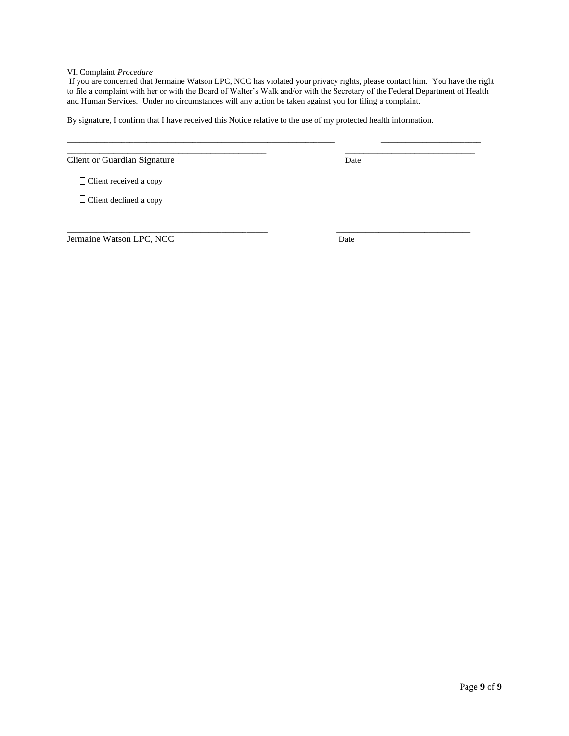VI. Complaint *Procedure*

If you are concerned that Jermaine Watson LPC, NCC has violated your privacy rights, please contact him. You have the right to file a complaint with her or with the Board of Walter's Walk and/or with the Secretary of the Federal Department of Health and Human Services. Under no circumstances will any action be taken against you for filing a complaint.

By signature, I confirm that I have received this Notice relative to the use of my protected health information.

_______________________________________________________________ _______________________

______________________________________________ ______________________________

Client or Guardian Signature Date

☐ Client received a copy

☐ Client declined a copy

______________________________________________ ______________________________

Jermaine Watson LPC, NCC Date